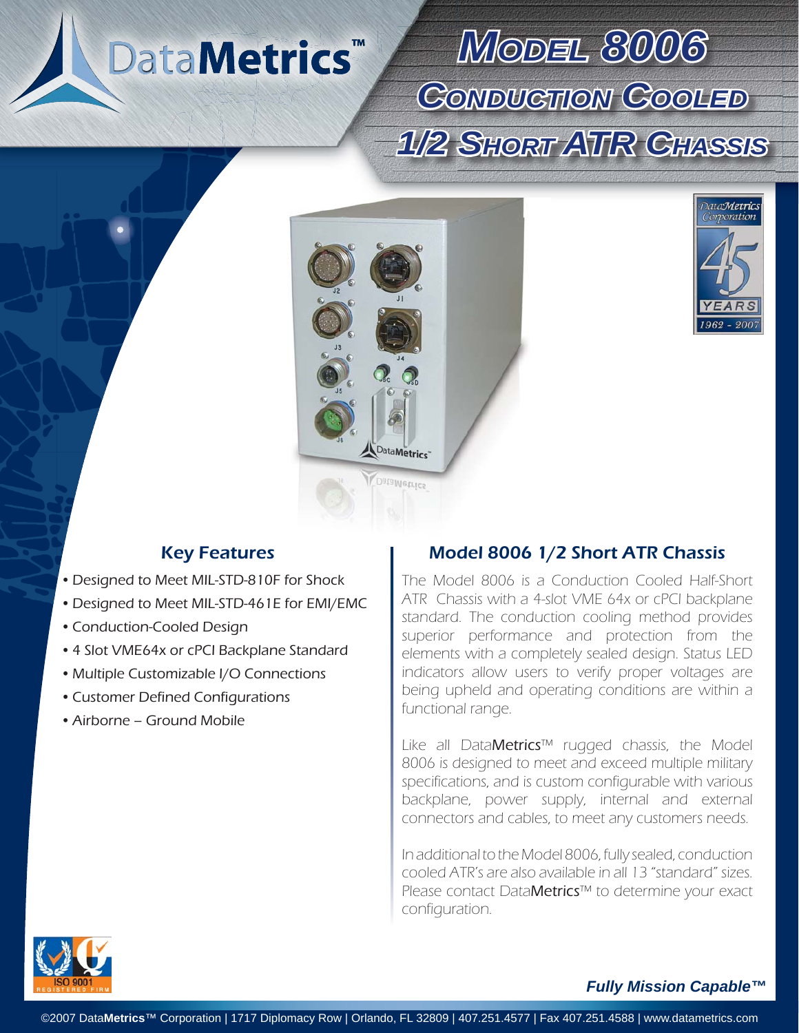DataMetrics™

# Model 8006 Conduction Cooled 1/2 Short ATR Chassis

DataMetrics Corporation 45 YEARS 1962 - 2007

## Key Features

- Designed to Meet MIL-STD-810F for Shock
- Designed to Meet MIL-STD-461E for EMI/EMC
- Conduction-Cooled Design
- 4 Slot VME64x or cPCI Backplane Standard
- Multiple Customizable I/O Connections
- Customer Defined Configurations
- Airborne – Ground Mobile

## Model 8006 1/2 Short ATR Chassis

The Model 8006 is a Conduction Cooled Half-Short ATR Chassis with a 4-slot VME 64x or cPCI backplane standard. The conduction cooling method provides superior performance and protection from the elements with a completely sealed design. Status LED indicators allow users to verify proper voltages are being upheld and operating conditions are within a functional range.

Like all DataMetrics™ rugged chassis, the Model 8006 is designed to meet and exceed multiple military specifications, and is custom configurable with various backplane, power supply, internal and external connectors and cables, to meet any customers needs.

In additional to the Model 8006, fully sealed, conduction cooled ATR's are also available in all 13 "standard" sizes. Please contact DataMetrics™ to determine your exact configuration.

ISO 9001 REGISTERED FIRM

***Fully Mission Capable™***

©2007 DataMetrics™ Corporation | 1717 Diplomacy Row | Orlando, FL 32809 | 407.251.4577 | Fax 407.251.4588 | www.datametrics.com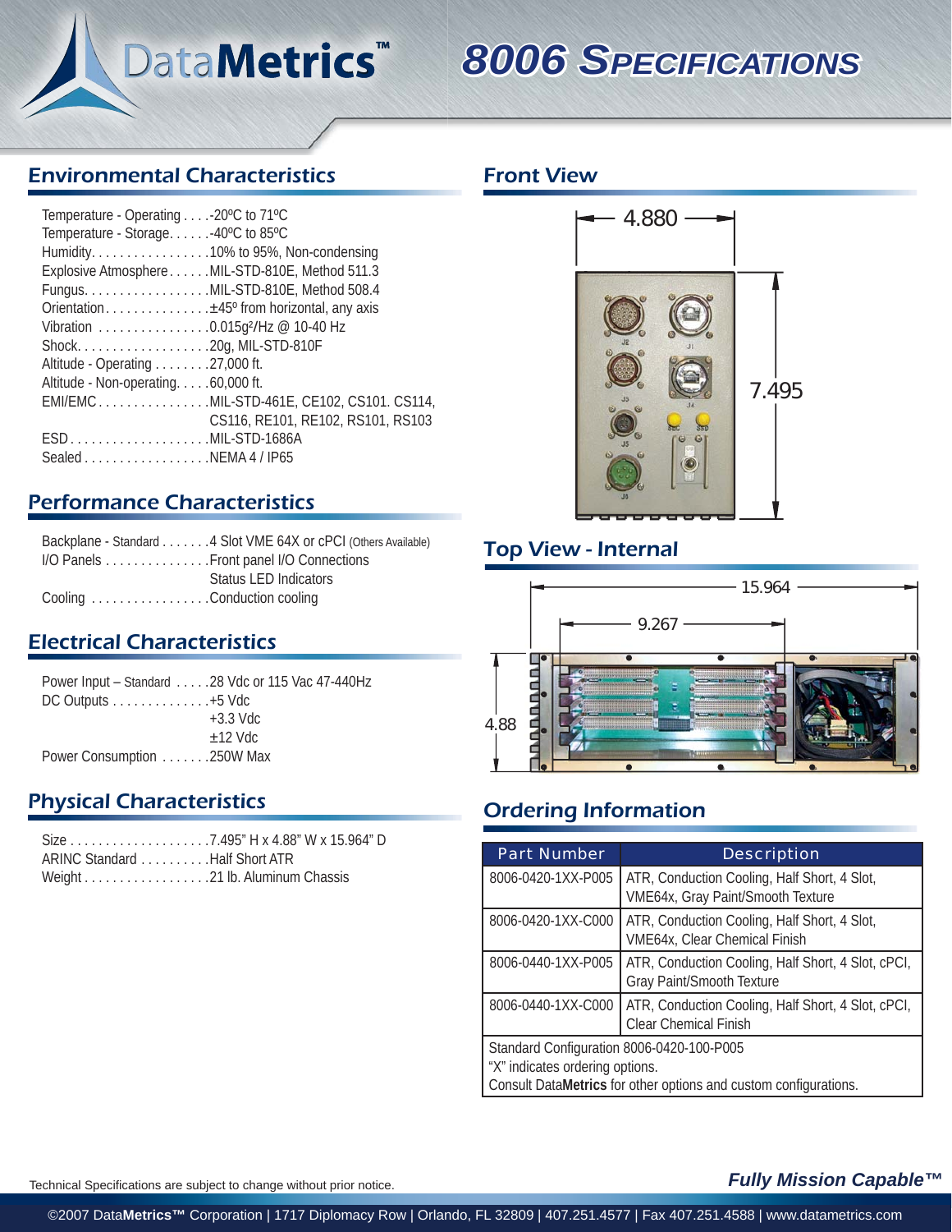# 8006 SPECIFICATIONS

## Environmental Characteristics

Temperature - Operating . . . . -20ºC to 71ºC
Temperature - Storage. . . . . . -40ºC to 85ºC
Humidity. . . . . . . . . . . . . . . . . 10% to 95%, Non-condensing
Explosive Atmosphere . . . . . . MIL-STD-810E, Method 511.3
Fungus. . . . . . . . . . . . . . . . . . MIL-STD-810E, Method 508.4
Orientation. . . . . . . . . . . . . . . ±45º from horizontal, any axis
Vibration . . . . . . . . . . . . . . . . 0.015$g^2$/Hz @ 10-40 Hz
Shock. . . . . . . . . . . . . . . . . . . 20g, MIL-STD-810F
Altitude - Operating . . . . . . . . 27,000 ft.
Altitude - Non-operating. . . . . 60,000 ft.
EMI/EMC. . . . . . . . . . . . . . . . MIL-STD-461E, CE102, CS101. CS114, CS116, RE101, RE102, RS101, RS103
ESD. . . . . . . . . . . . . . . . . . . . MIL-STD-1686A
Sealed . . . . . . . . . . . . . . . . . . NEMA 4 / IP65

## Performance Characteristics

Backplane - Standard . . . . . . . 4 Slot VME 64X or cPCI (Others Available)
I/O Panels . . . . . . . . . . . . . . . Front panel I/O Connections
Status LED Indicators
Cooling . . . . . . . . . . . . . . . . . Conduction cooling

## Electrical Characteristics

Power Input – Standard . . . . . 28 Vdc or 115 Vac 47-440Hz
DC Outputs . . . . . . . . . . . . . . +5 Vdc
+3.3 Vdc
±12 Vdc
Power Consumption . . . . . . . 250W Max

## Physical Characteristics

Size . . . . . . . . . . . . . . . . . . . . 7.495" H x 4.88" W x 15.964" D
ARINC Standard . . . . . . . . . . Half Short ATR
Weight . . . . . . . . . . . . . . . . . . 21 lb. Aluminum Chassis

## Front View

4.880
7.495

## Top View - Internal

15.964
9.267
4.88

## Ordering Information

| Part Number | Description |
|---|---|
| 8006-0420-1XX-P005 | ATR, Conduction Cooling, Half Short, 4 Slot, VME64x, Gray Paint/Smooth Texture |
| 8006-0420-1XX-C000 | ATR, Conduction Cooling, Half Short, 4 Slot, VME64x, Clear Chemical Finish |
| 8006-0440-1XX-P005 | ATR, Conduction Cooling, Half Short, 4 Slot, cPCI, Gray Paint/Smooth Texture |
| 8006-0440-1XX-C000 | ATR, Conduction Cooling, Half Short, 4 Slot, cPCI, Clear Chemical Finish |

Standard Configuration 8006-0420-100-P005
"X" indicates ordering options.
Consult Data**Metrics** for other options and custom configurations.

Technical Specifications are subject to change without prior notice.

*Fully Mission Capable™*

©2007 Data**Metrics™** Corporation | 1717 Diplomacy Row | Orlando, FL 32809 | 407.251.4577 | Fax 407.251.4588 | www.datametrics.com